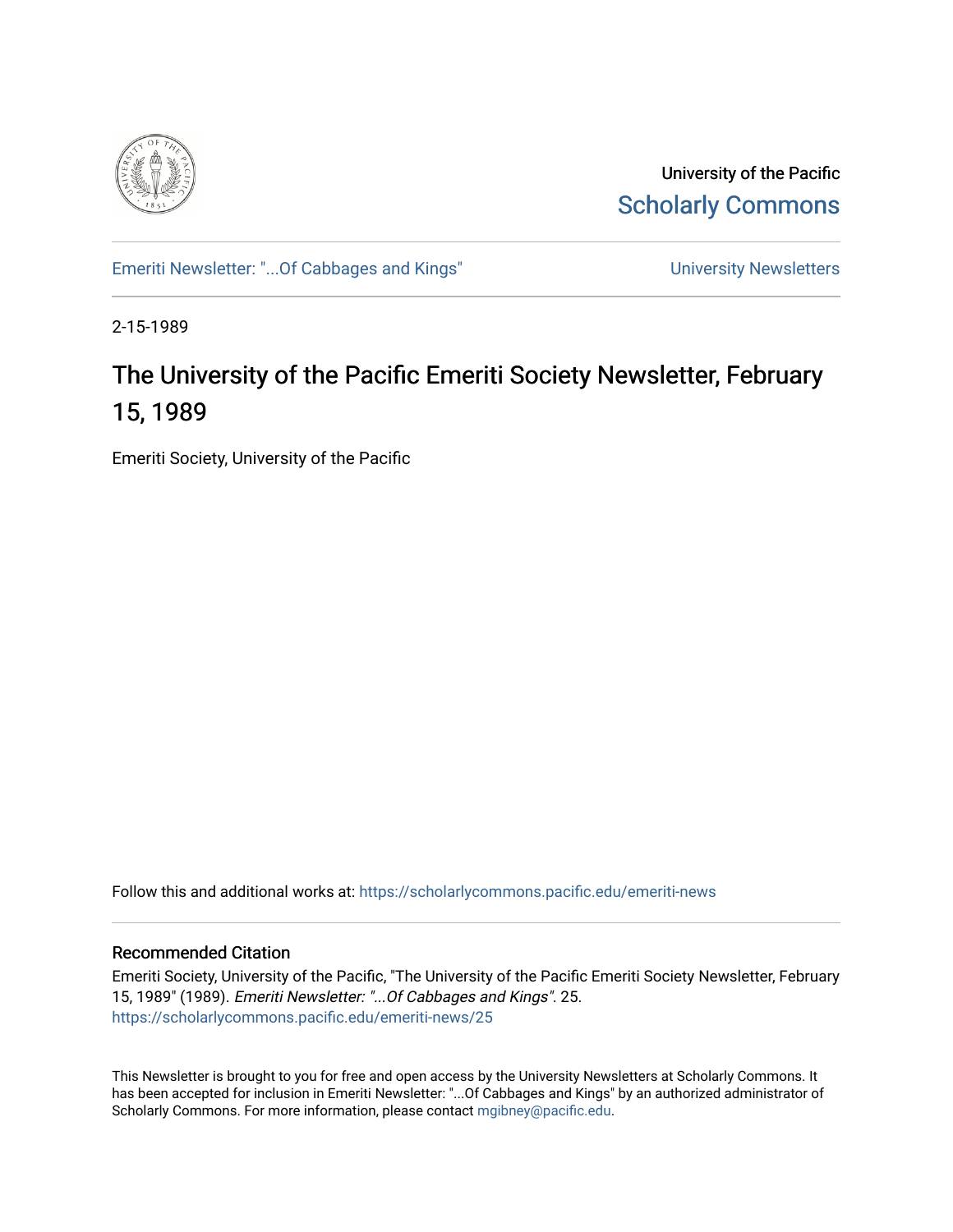University of the Pacific
Scholarly Commons

Emeriti Newsletter: "...Of Cabbages and Kings"

University Newsletters

2-15-1989

# The University of the Pacific Emeriti Society Newsletter, February 15, 1989

Emeriti Society, University of the Pacific

Follow this and additional works at: https://scholarlycommons.pacific.edu/emeriti-news

## Recommended Citation

Emeriti Society, University of the Pacific, "The University of the Pacific Emeriti Society Newsletter, February 15, 1989" (1989). *Emeriti Newsletter: "...Of Cabbages and Kings"*. 25.
https://scholarlycommons.pacific.edu/emeriti-news/25

This Newsletter is brought to you for free and open access by the University Newsletters at Scholarly Commons. It has been accepted for inclusion in Emeriti Newsletter: "...Of Cabbages and Kings" by an authorized administrator of Scholarly Commons. For more information, please contact mgibney@pacific.edu.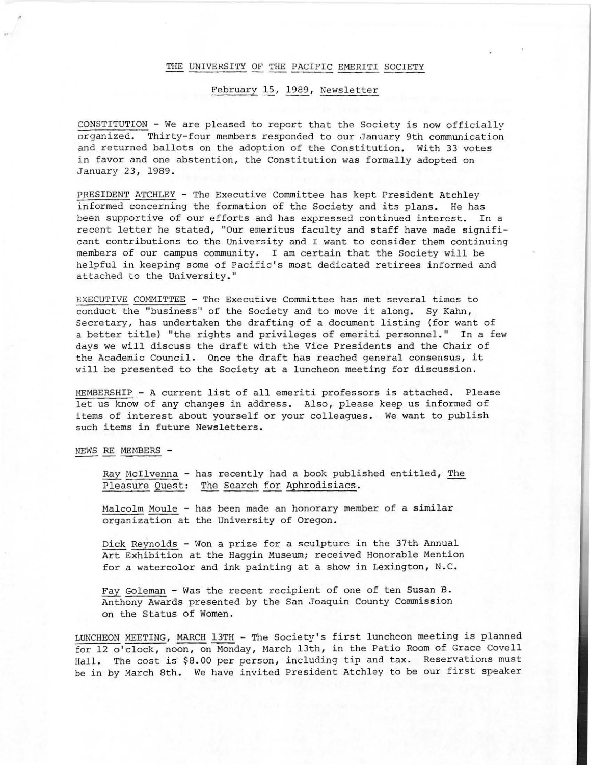THE UNIVERSITY OF THE PACIFIC EMERITI SOCIETY

February 15, 1989, Newsletter

CONSTITUTION - We are pleased to report that the Society is now officially organized. Thirty-four members responded to our January 9th communication and returned ballots on the adoption of the Constitution. With 33 votes in favor and one abstention, the Constitution was formally adopted on January 23, 1989.

PRESIDENT ATCHLEY - The Executive Committee has kept President Atchley informed concerning the formation of the Society and its plans. He has been supportive of our efforts and has expressed continued interest. In a recent letter he stated, "Our emeritus faculty and staff have made significant contributions to the University and I want to consider them continuing members of our campus community. I am certain that the Society will be helpful in keeping some of Pacific's most dedicated retirees informed and attached to the University."

EXECUTIVE COMMITTEE - The Executive Committee has met several times to conduct the "business" of the Society and to move it along. Sy Kahn, Secretary, has undertaken the drafting of a document listing (for want of a better title) "the rights and privileges of emeriti personnel." In a few days we will discuss the draft with the Vice Presidents and the Chair of the Academic Council. Once the draft has reached general consensus, it will be presented to the Society at a luncheon meeting for discussion.

MEMBERSHIP - A current list of all emeriti professors is attached. Please let us know of any changes in address. Also, please keep us informed of items of interest about yourself or your colleagues. We want to publish such items in future Newsletters.

NEWS RE MEMBERS -

Ray McIlvenna - has recently had a book published entitled, The Pleasure Quest: The Search for Aphrodisiacs.

Malcolm Moule - has been made an honorary member of a similar organization at the University of Oregon.

Dick Reynolds - Won a prize for a sculpture in the 37th Annual Art Exhibition at the Haggin Museum; received Honorable Mention for a watercolor and ink painting at a show in Lexington, N.C.

Fay Goleman - Was the recent recipient of one of ten Susan B. Anthony Awards presented by the San Joaquin County Commission on the Status of Women.

LUNCHEON MEETING, MARCH 13TH - The Society's first luncheon meeting is planned for 12 o'clock, noon, on Monday, March 13th, in the Patio Room of Grace Covell Hall. The cost is $8.00 per person, including tip and tax. Reservations must be in by March 8th. We have invited President Atchley to be our first speaker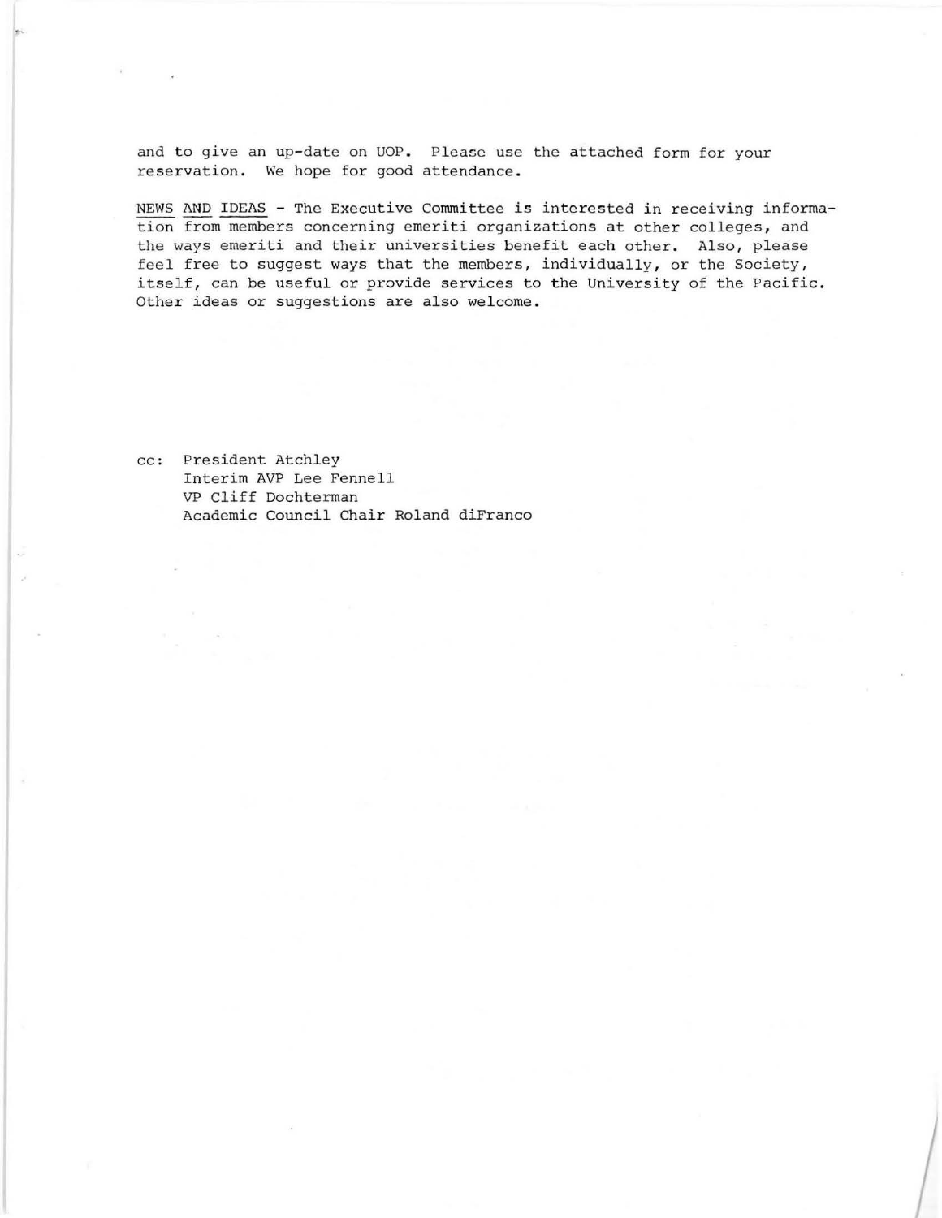and to give an up-date on UOP. Please use the attached form for your reservation. We hope for good attendance.

<u>NEWS AND IDEAS</u> - The Executive Committee is interested in receiving information from members concerning emeriti organizations at other colleges, and the ways emeriti and their universities benefit each other. Also, please feel free to suggest ways that the members, individually, or the Society, itself, can be useful or provide services to the University of the Pacific. Other ideas or suggestions are also welcome.

cc: President Atchley
Interim AVP Lee Fennell
VP Cliff Dochterman
Academic Council Chair Roland diFranco